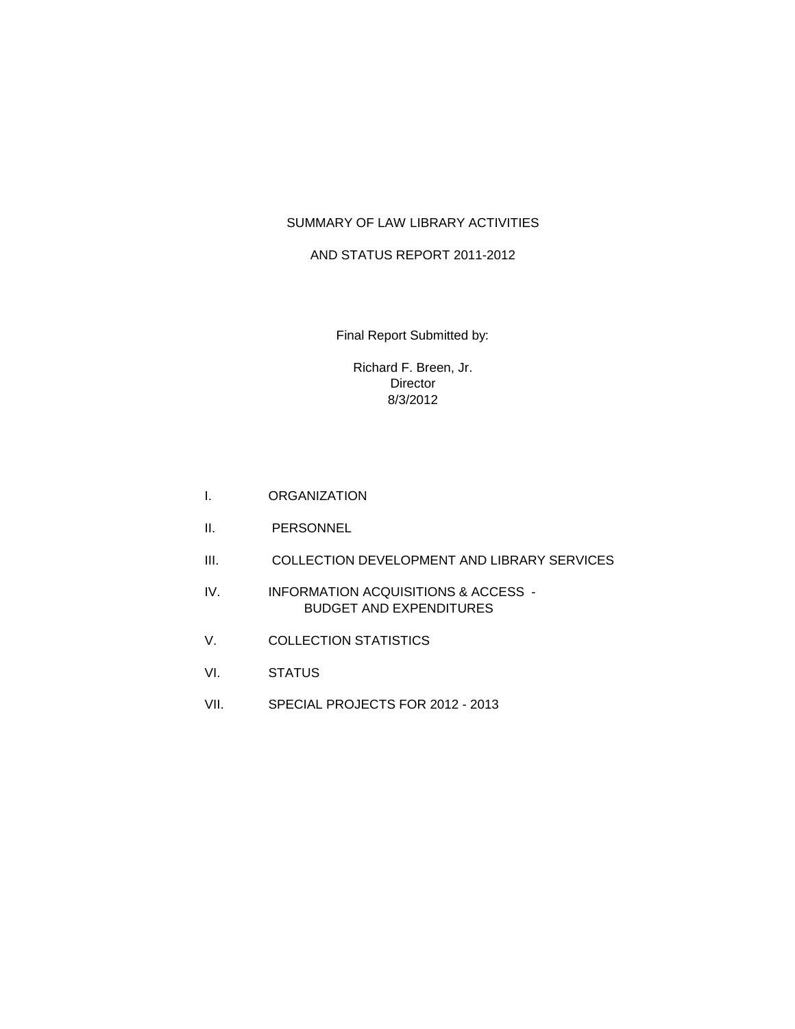# SUMMARY OF LAW LIBRARY ACTIVITIES

# AND STATUS REPORT 2011-2012

Final Report Submitted by:

Richard F. Breen, Jr.
Director
8/3/2012

I. ORGANIZATION

II. PERSONNEL

III. COLLECTION DEVELOPMENT AND LIBRARY SERVICES

IV. INFORMATION ACQUISITIONS & ACCESS - BUDGET AND EXPENDITURES

V. COLLECTION STATISTICS

VI. STATUS

VII. SPECIAL PROJECTS FOR 2012 - 2013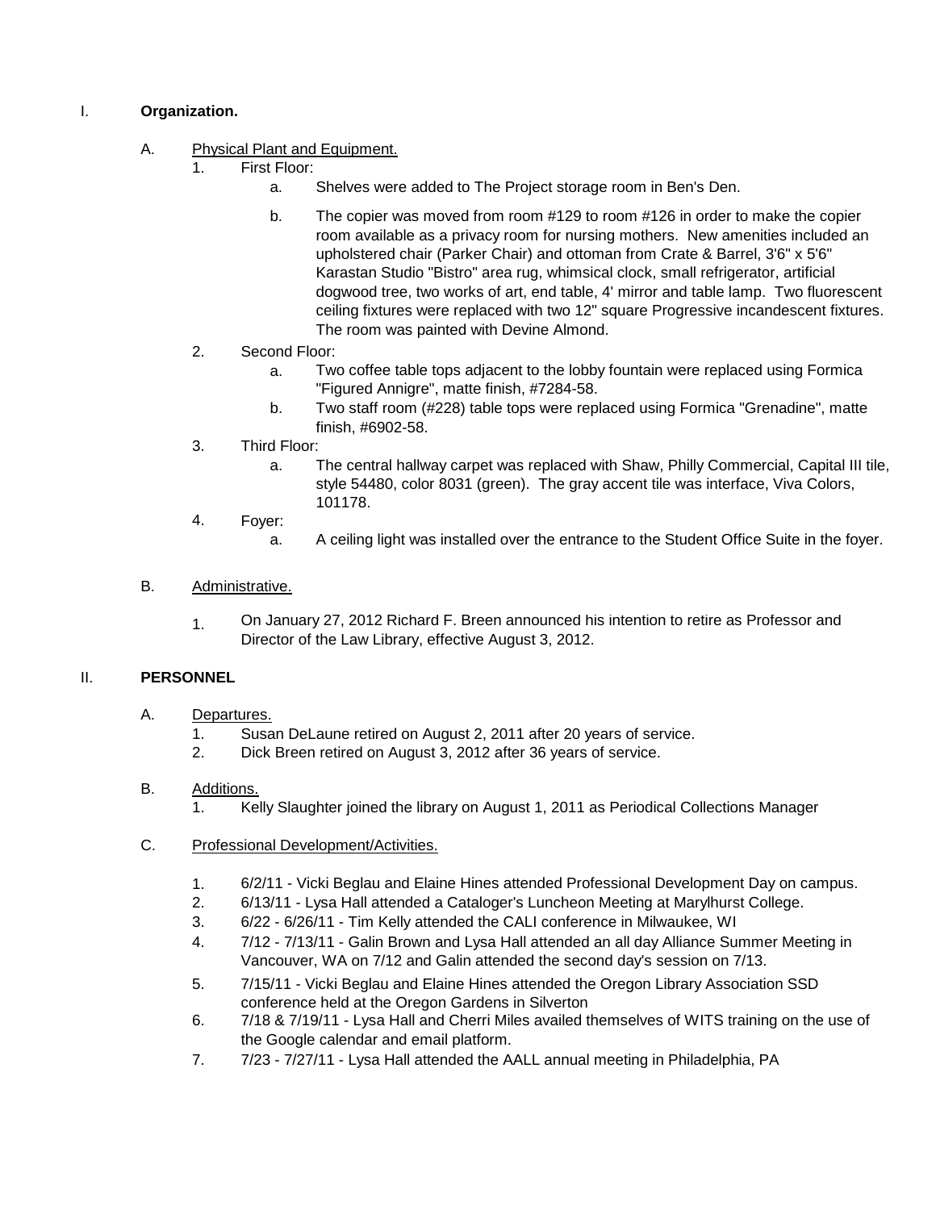## I. **Organization.**

### A. Physical Plant and Equipment.

1. First Floor:
   a. Shelves were added to The Project storage room in Ben's Den.

   b. The copier was moved from room #129 to room #126 in order to make the copier room available as a privacy room for nursing mothers. New amenities included an upholstered chair (Parker Chair) and ottoman from Crate & Barrel, 3'6" x 5'6" Karastan Studio "Bistro" area rug, whimsical clock, small refrigerator, artificial dogwood tree, two works of art, end table, 4' mirror and table lamp. Two fluorescent ceiling fixtures were replaced with two 12" square Progressive incandescent fixtures. The room was painted with Devine Almond.
2. Second Floor:
   a. Two coffee table tops adjacent to the lobby fountain were replaced using Formica "Figured Annigre", matte finish, #7284-58.
   b. Two staff room (#228) table tops were replaced using Formica "Grenadine", matte finish, #6902-58.
3. Third Floor:
   a. The central hallway carpet was replaced with Shaw, Philly Commercial, Capital III tile, style 54480, color 8031 (green). The gray accent tile was interface, Viva Colors, 101178.
4. Foyer:
   a. A ceiling light was installed over the entrance to the Student Office Suite in the foyer.

### B. Administrative.

1. On January 27, 2012 Richard F. Breen announced his intention to retire as Professor and Director of the Law Library, effective August 3, 2012.

## II. **PERSONNEL**

### A. Departures.

1. Susan DeLaune retired on August 2, 2011 after 20 years of service.
2. Dick Breen retired on August 3, 2012 after 36 years of service.

### B. Additions.

1. Kelly Slaughter joined the library on August 1, 2011 as Periodical Collections Manager

### C. Professional Development/Activities.

1. 6/2/11 - Vicki Beglau and Elaine Hines attended Professional Development Day on campus.
2. 6/13/11 - Lysa Hall attended a Cataloger's Luncheon Meeting at Marylhurst College.
3. 6/22 - 6/26/11 - Tim Kelly attended the CALI conference in Milwaukee, WI
4. 7/12 - 7/13/11 - Galin Brown and Lysa Hall attended an all day Alliance Summer Meeting in Vancouver, WA on 7/12 and Galin attended the second day's session on 7/13.
5. 7/15/11 - Vicki Beglau and Elaine Hines attended the Oregon Library Association SSD conference held at the Oregon Gardens in Silverton
6. 7/18 & 7/19/11 - Lysa Hall and Cherri Miles availed themselves of WITS training on the use of the Google calendar and email platform.
7. 7/23 - 7/27/11 - Lysa Hall attended the AALL annual meeting in Philadelphia, PA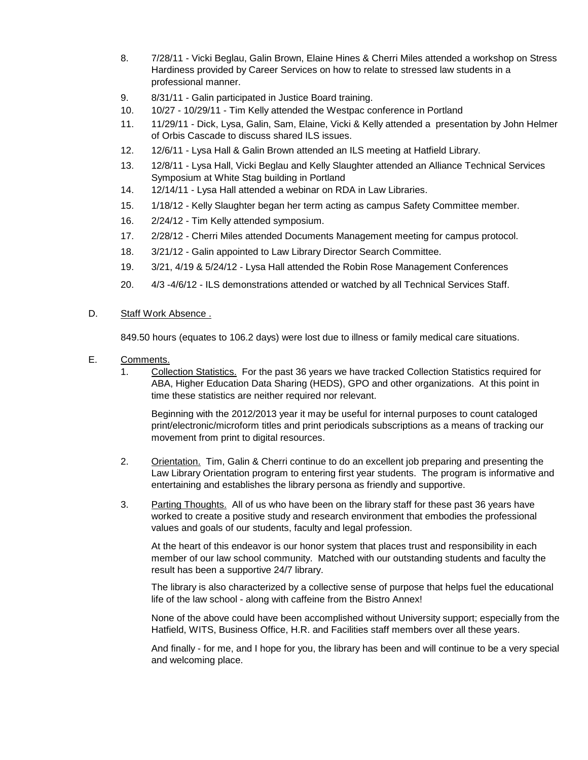8. 7/28/11 - Vicki Beglau, Galin Brown, Elaine Hines & Cherri Miles attended a workshop on Stress Hardiness provided by Career Services on how to relate to stressed law students in a professional manner.
9. 8/31/11 - Galin participated in Justice Board training.
10. 10/27 - 10/29/11 - Tim Kelly attended the Westpac conference in Portland
11. 11/29/11 - Dick, Lysa, Galin, Sam, Elaine, Vicki & Kelly attended a presentation by John Helmer of Orbis Cascade to discuss shared ILS issues.
12. 12/6/11 - Lysa Hall & Galin Brown attended an ILS meeting at Hatfield Library.
13. 12/8/11 - Lysa Hall, Vicki Beglau and Kelly Slaughter attended an Alliance Technical Services Symposium at White Stag building in Portland
14. 12/14/11 - Lysa Hall attended a webinar on RDA in Law Libraries.
15. 1/18/12 - Kelly Slaughter began her term acting as campus Safety Committee member.
16. 2/24/12 - Tim Kelly attended symposium.
17. 2/28/12 - Cherri Miles attended Documents Management meeting for campus protocol.
18. 3/21/12 - Galin appointed to Law Library Director Search Committee.
19. 3/21, 4/19 & 5/24/12 - Lysa Hall attended the Robin Rose Management Conferences
20. 4/3 -4/6/12 - ILS demonstrations attended or watched by all Technical Services Staff.

D. Staff Work Absence .

849.50 hours (equates to 106.2 days) were lost due to illness or family medical care situations.

E. Comments.

1. Collection Statistics. For the past 36 years we have tracked Collection Statistics required for ABA, Higher Education Data Sharing (HEDS), GPO and other organizations. At this point in time these statistics are neither required nor relevant.

   Beginning with the 2012/2013 year it may be useful for internal purposes to count cataloged print/electronic/microform titles and print periodicals subscriptions as a means of tracking our movement from print to digital resources.

2. Orientation. Tim, Galin & Cherri continue to do an excellent job preparing and presenting the Law Library Orientation program to entering first year students. The program is informative and entertaining and establishes the library persona as friendly and supportive.

3. Parting Thoughts. All of us who have been on the library staff for these past 36 years have worked to create a positive study and research environment that embodies the professional values and goals of our students, faculty and legal profession.

   At the heart of this endeavor is our honor system that places trust and responsibility in each member of our law school community. Matched with our outstanding students and faculty the result has been a supportive 24/7 library.

   The library is also characterized by a collective sense of purpose that helps fuel the educational life of the law school - along with caffeine from the Bistro Annex!

   None of the above could have been accomplished without University support; especially from the Hatfield, WITS, Business Office, H.R. and Facilities staff members over all these years.

   And finally - for me, and I hope for you, the library has been and will continue to be a very special and welcoming place.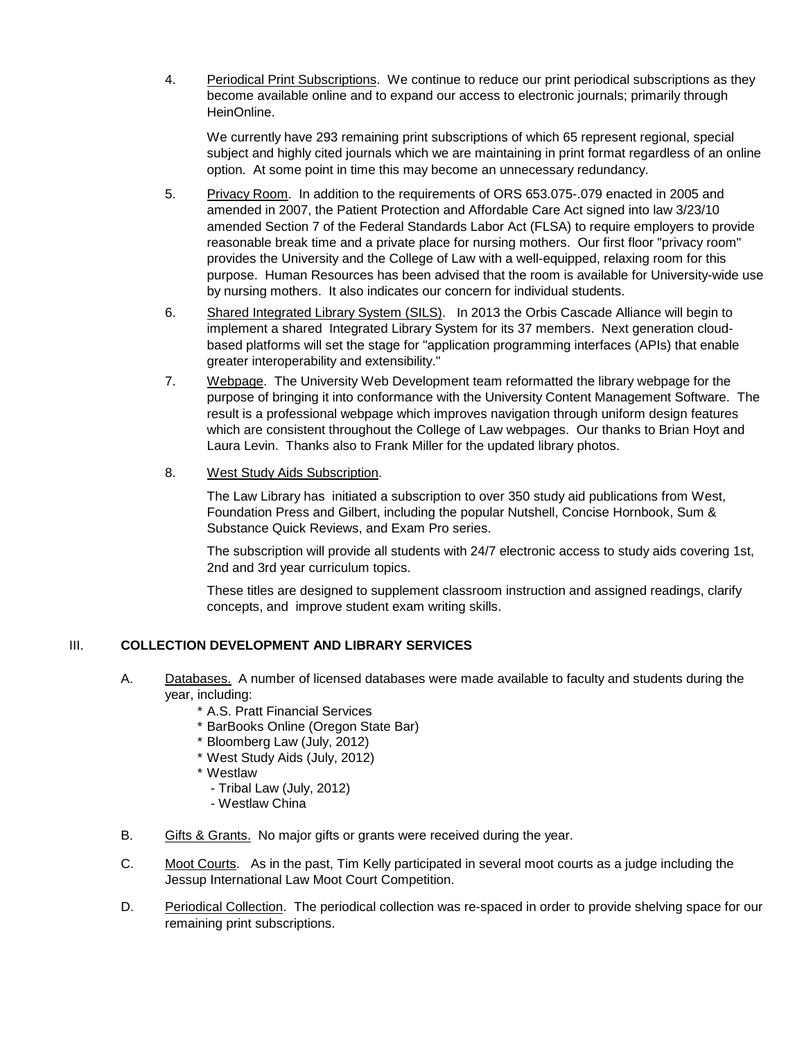4. Periodical Print Subscriptions. We continue to reduce our print periodical subscriptions as they become available online and to expand our access to electronic journals; primarily through HeinOnline.

   We currently have 293 remaining print subscriptions of which 65 represent regional, special subject and highly cited journals which we are maintaining in print format regardless of an online option. At some point in time this may become an unnecessary redundancy.

5. Privacy Room. In addition to the requirements of ORS 653.075-.079 enacted in 2005 and amended in 2007, the Patient Protection and Affordable Care Act signed into law 3/23/10 amended Section 7 of the Federal Standards Labor Act (FLSA) to require employers to provide reasonable break time and a private place for nursing mothers. Our first floor "privacy room" provides the University and the College of Law with a well-equipped, relaxing room for this purpose. Human Resources has been advised that the room is available for University-wide use by nursing mothers. It also indicates our concern for individual students.

6. Shared Integrated Library System (SILS). In 2013 the Orbis Cascade Alliance will begin to implement a shared Integrated Library System for its 37 members. Next generation cloud-based platforms will set the stage for "application programming interfaces (APIs) that enable greater interoperability and extensibility."

7. Webpage. The University Web Development team reformatted the library webpage for the purpose of bringing it into conformance with the University Content Management Software. The result is a professional webpage which improves navigation through uniform design features which are consistent throughout the College of Law webpages. Our thanks to Brian Hoyt and Laura Levin. Thanks also to Frank Miller for the updated library photos.

8. West Study Aids Subscription.

   The Law Library has initiated a subscription to over 350 study aid publications from West, Foundation Press and Gilbert, including the popular Nutshell, Concise Hornbook, Sum & Substance Quick Reviews, and Exam Pro series.

   The subscription will provide all students with 24/7 electronic access to study aids covering 1st, 2nd and 3rd year curriculum topics.

   These titles are designed to supplement classroom instruction and assigned readings, clarify concepts, and improve student exam writing skills.

## III. COLLECTION DEVELOPMENT AND LIBRARY SERVICES

A. Databases. A number of licensed databases were made available to faculty and students during the year, including:
   * A.S. Pratt Financial Services
   * BarBooks Online (Oregon State Bar)
   * Bloomberg Law (July, 2012)
   * West Study Aids (July, 2012)
   * Westlaw
     - Tribal Law (July, 2012)
     - Westlaw China

B. Gifts & Grants. No major gifts or grants were received during the year.

C. Moot Courts. As in the past, Tim Kelly participated in several moot courts as a judge including the Jessup International Law Moot Court Competition.

D. Periodical Collection. The periodical collection was re-spaced in order to provide shelving space for our remaining print subscriptions.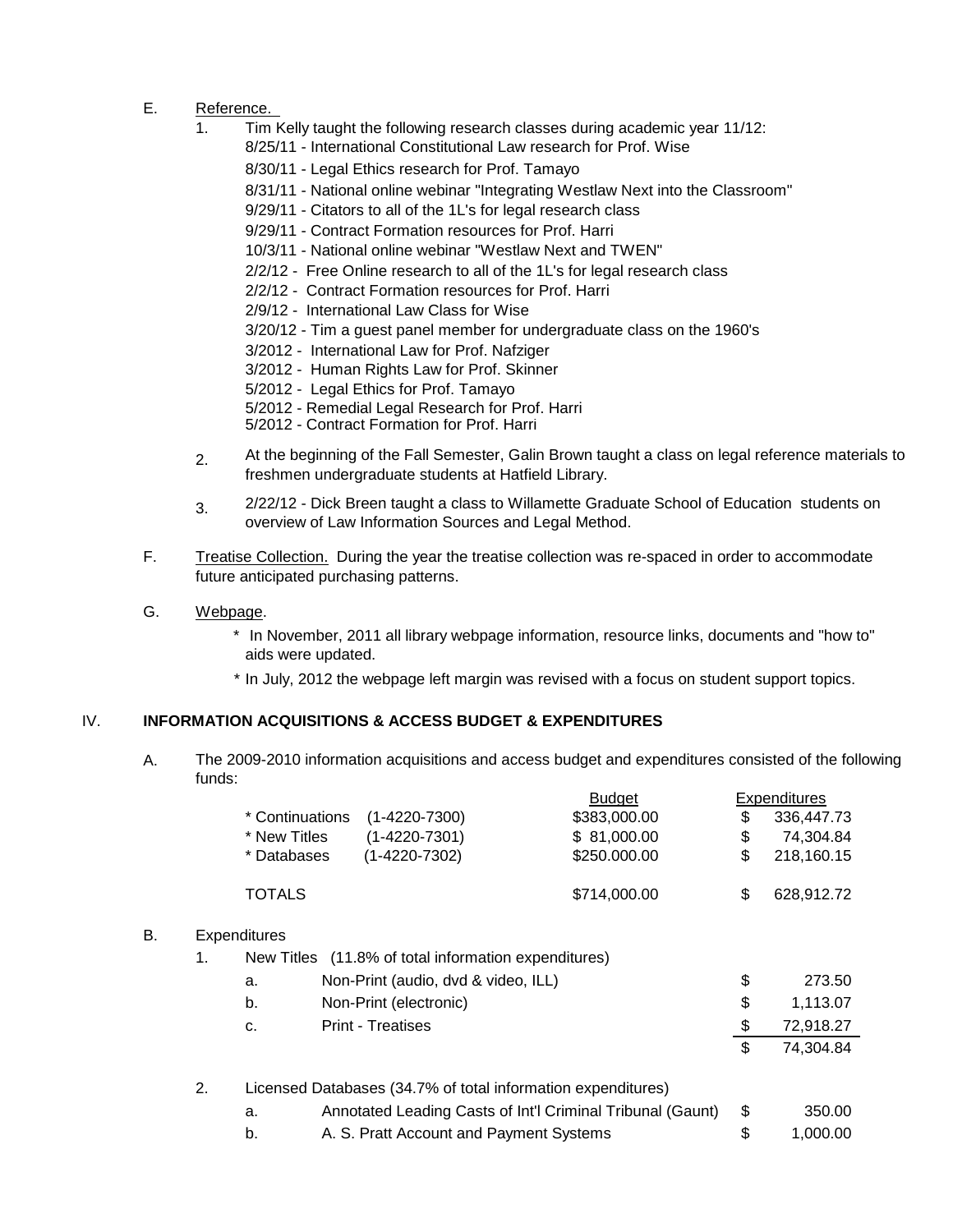E. Reference.

1. Tim Kelly taught the following research classes during academic year 11/12:
   - 8/25/11 - International Constitutional Law research for Prof. Wise
   - 8/30/11 - Legal Ethics research for Prof. Tamayo
   - 8/31/11 - National online webinar "Integrating Westlaw Next into the Classroom"
   - 9/29/11 - Citators to all of the 1L's for legal research class
   - 9/29/11 - Contract Formation resources for Prof. Harri
   - 10/3/11 - National online webinar "Westlaw Next and TWEN"
   - 2/2/12 - Free Online research to all of the 1L's for legal research class
   - 2/2/12 - Contract Formation resources for Prof. Harri
   - 2/9/12 - International Law Class for Wise
   - 3/20/12 - Tim a guest panel member for undergraduate class on the 1960's
   - 3/2012 - International Law for Prof. Nafziger
   - 3/2012 - Human Rights Law for Prof. Skinner
   - 5/2012 - Legal Ethics for Prof. Tamayo
   - 5/2012 - Remedial Legal Research for Prof. Harri
   - 5/2012 - Contract Formation for Prof. Harri
2. At the beginning of the Fall Semester, Galin Brown taught a class on legal reference materials to freshmen undergraduate students at Hatfield Library.
3. 2/22/12 - Dick Breen taught a class to Willamette Graduate School of Education students on overview of Law Information Sources and Legal Method.

F. Treatise Collection. During the year the treatise collection was re-spaced in order to accommodate future anticipated purchasing patterns.

G. Webpage.

* In November, 2011 all library webpage information, resource links, documents and "how to" aids were updated.
* In July, 2012 the webpage left margin was revised with a focus on student support topics.

## IV. INFORMATION ACQUISITIONS & ACCESS BUDGET & EXPENDITURES

A. The 2009-2010 information acquisitions and access budget and expenditures consisted of the following funds:

| Fund | Account | Budget | Expenditures |
|---|---|---|---|
| * Continuations | (1-4220-7300) | $383,000.00 | $ 336,447.73 |
| * New Titles | (1-4220-7301) | $ 81,000.00 | $ 74,304.84 |
| * Databases | (1-4220-7302) | $250.000.00 | $ 218,160.15 |
| TOTALS | | $714,000.00 | $ 628,912.72 |

B. Expenditures

1. New Titles (11.8% of total information expenditures)

| | | |
|---|---|---|
| a. | Non-Print (audio, dvd & video, ILL) | $ 273.50 |
| b. | Non-Print (electronic) | $ 1,113.07 |
| c. | Print - Treatises | $ 72,918.27 |
| | | $ 74,304.84 |

2. Licensed Databases (34.7% of total information expenditures)

| | | |
|---|---|---|
| a. | Annotated Leading Casts of Int'l Criminal Tribunal (Gaunt) | $ 350.00 |
| b. | A. S. Pratt Account and Payment Systems | $ 1,000.00 |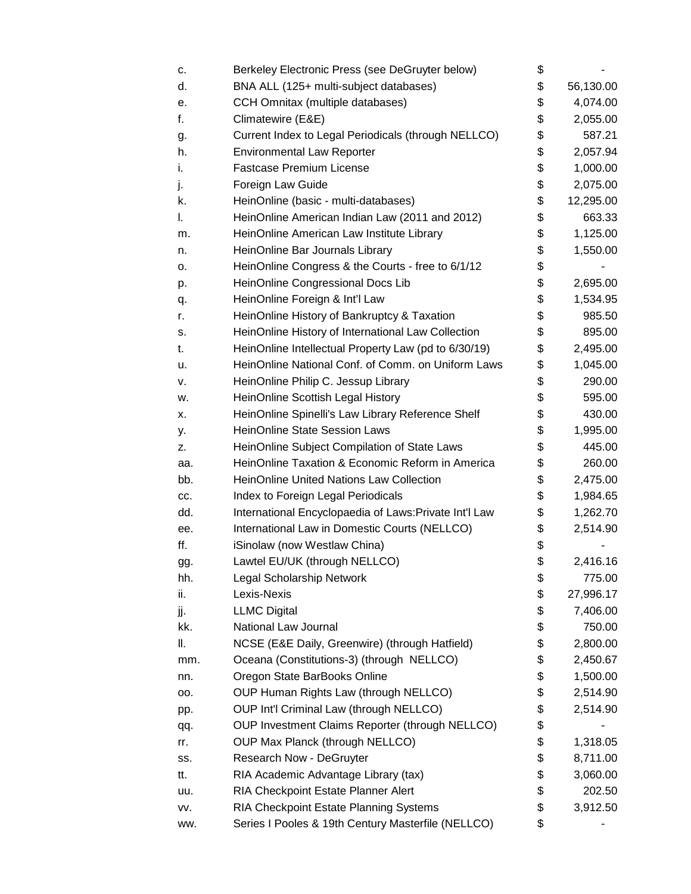| | | | |
|---|---|---|---|
| c. | Berkeley Electronic Press (see DeGruyter below) | $ | - |
| d. | BNA ALL (125+ multi-subject databases) | $ | 56,130.00 |
| e. | CCH Omnitax (multiple databases) | $ | 4,074.00 |
| f. | Climatewire (E&E) | $ | 2,055.00 |
| g. | Current Index to Legal Periodicals (through NELLCO) | $ | 587.21 |
| h. | Environmental Law Reporter | $ | 2,057.94 |
| i. | Fastcase Premium License | $ | 1,000.00 |
| j. | Foreign Law Guide | $ | 2,075.00 |
| k. | HeinOnline (basic - multi-databases) | $ | 12,295.00 |
| l. | HeinOnline American Indian Law (2011 and 2012) | $ | 663.33 |
| m. | HeinOnline American Law Institute Library | $ | 1,125.00 |
| n. | HeinOnline Bar Journals Library | $ | 1,550.00 |
| o. | HeinOnline Congress & the Courts - free to 6/1/12 | $ | - |
| p. | HeinOnline Congressional Docs Lib | $ | 2,695.00 |
| q. | HeinOnline Foreign & Int'l Law | $ | 1,534.95 |
| r. | HeinOnline History of Bankruptcy & Taxation | $ | 985.50 |
| s. | HeinOnline History of International Law Collection | $ | 895.00 |
| t. | HeinOnline Intellectual Property Law (pd to 6/30/19) | $ | 2,495.00 |
| u. | HeinOnline National Conf. of Comm. on Uniform Laws | $ | 1,045.00 |
| v. | HeinOnline Philip C. Jessup Library | $ | 290.00 |
| w. | HeinOnline Scottish Legal History | $ | 595.00 |
| x. | HeinOnline Spinelli's Law Library Reference Shelf | $ | 430.00 |
| y. | HeinOnline State Session Laws | $ | 1,995.00 |
| z. | HeinOnline Subject Compilation of State Laws | $ | 445.00 |
| aa. | HeinOnline Taxation & Economic Reform in America | $ | 260.00 |
| bb. | HeinOnline United Nations Law Collection | $ | 2,475.00 |
| cc. | Index to Foreign Legal Periodicals | $ | 1,984.65 |
| dd. | International Encyclopaedia of Laws:Private Int'l Law | $ | 1,262.70 |
| ee. | International Law in Domestic Courts (NELLCO) | $ | 2,514.90 |
| ff. | iSinolaw (now Westlaw China) | $ | - |
| gg. | Lawtel EU/UK (through NELLCO) | $ | 2,416.16 |
| hh. | Legal Scholarship Network | $ | 775.00 |
| ii. | Lexis-Nexis | $ | 27,996.17 |
| jj. | LLMC Digital | $ | 7,406.00 |
| kk. | National Law Journal | $ | 750.00 |
| ll. | NCSE (E&E Daily, Greenwire) (through Hatfield) | $ | 2,800.00 |
| mm. | Oceana (Constitutions-3) (through NELLCO) | $ | 2,450.67 |
| nn. | Oregon State BarBooks Online | $ | 1,500.00 |
| oo. | OUP Human Rights Law (through NELLCO) | $ | 2,514.90 |
| pp. | OUP Int'l Criminal Law (through NELLCO) | $ | 2,514.90 |
| qq. | OUP Investment Claims Reporter (through NELLCO) | $ | - |
| rr. | OUP Max Planck (through NELLCO) | $ | 1,318.05 |
| ss. | Research Now - DeGruyter | $ | 8,711.00 |
| tt. | RIA Academic Advantage Library (tax) | $ | 3,060.00 |
| uu. | RIA Checkpoint Estate Planner Alert | $ | 202.50 |
| vv. | RIA Checkpoint Estate Planning Systems | $ | 3,912.50 |
| ww. | Series I Pooles & 19th Century Masterfile (NELLCO) | $ | - |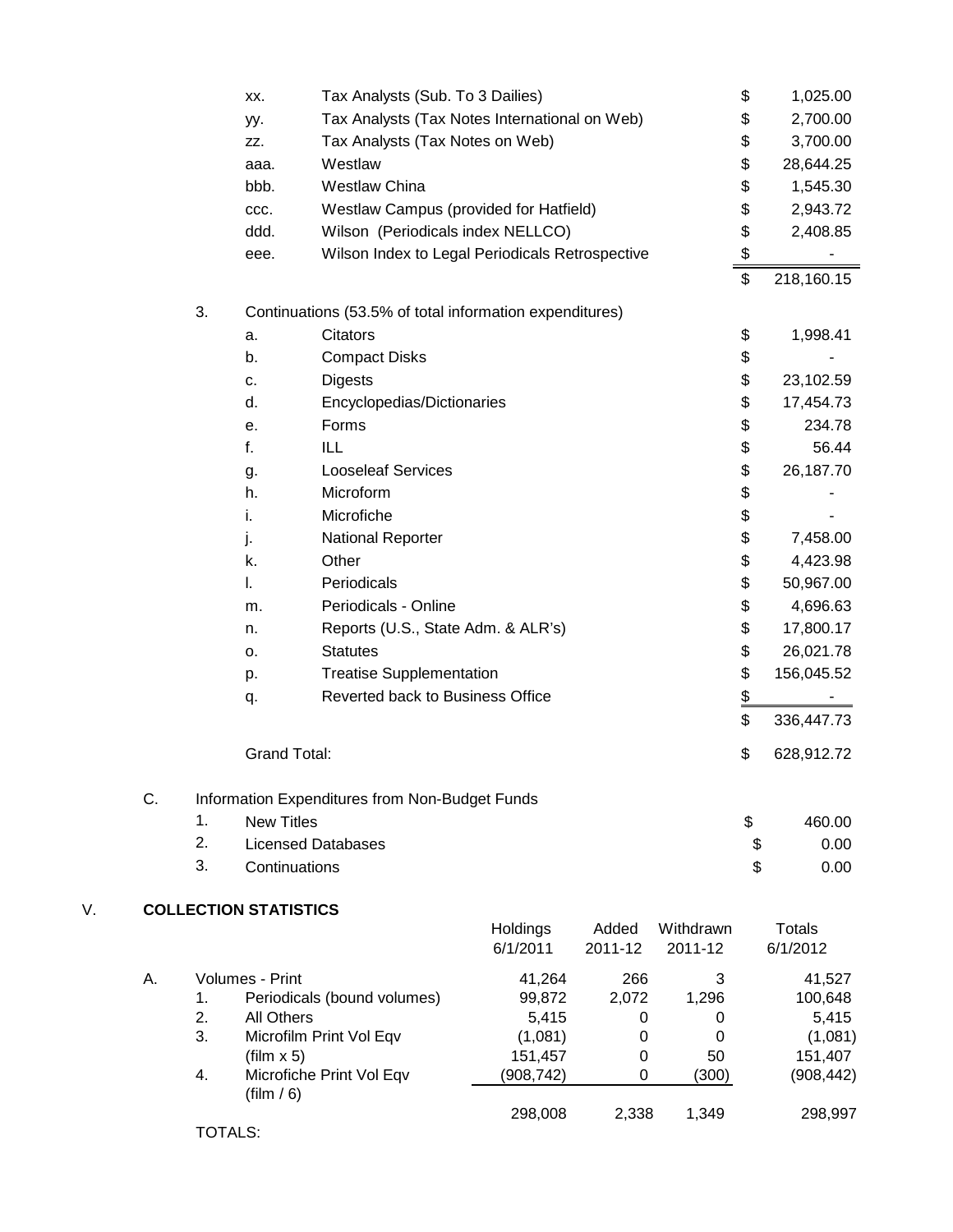| | | |
|---|---|---|
| xx. | Tax Analysts (Sub. To 3 Dailies) | $ 1,025.00 |
| yy. | Tax Analysts (Tax Notes International on Web) | $ 2,700.00 |
| zz. | Tax Analysts (Tax Notes on Web) | $ 3,700.00 |
| aaa. | Westlaw | $ 28,644.25 |
| bbb. | Westlaw China | $ 1,545.30 |
| ccc. | Westlaw Campus (provided for Hatfield) | $ 2,943.72 |
| ddd. | Wilson (Periodicals index NELLCO) | $ 2,408.85 |
| eee. | Wilson Index to Legal Periodicals Retrospective | $ - |
| | | $ 218,160.15 |

3. Continuations (53.5% of total information expenditures)

| | | |
|---|---|---|
| a. | Citators | $ 1,998.41 |
| b. | Compact Disks | $ - |
| c. | Digests | $ 23,102.59 |
| d. | Encyclopedias/Dictionaries | $ 17,454.73 |
| e. | Forms | $ 234.78 |
| f. | ILL | $ 56.44 |
| g. | Looseleaf Services | $ 26,187.70 |
| h. | Microform | $ - |
| i. | Microfiche | $ - |
| j. | National Reporter | $ 7,458.00 |
| k. | Other | $ 4,423.98 |
| l. | Periodicals | $ 50,967.00 |
| m. | Periodicals - Online | $ 4,696.63 |
| n. | Reports (U.S., State Adm. & ALR's) | $ 17,800.17 |
| o. | Statutes | $ 26,021.78 |
| p. | Treatise Supplementation | $ 156,045.52 |
| q. | Reverted back to Business Office | $ - |
| | | $ 336,447.73 |

Grand Total: $ 628,912.72

C. Information Expenditures from Non-Budget Funds

| | | |
|---|---|---|
| 1. | New Titles | $ 460.00 |
| 2. | Licensed Databases | $ 0.00 |
| 3. | Continuations | $ 0.00 |

## V. COLLECTION STATISTICS

| | | Holdings 6/1/2011 | Added 2011-12 | Withdrawn 2011-12 | Totals 6/1/2012 |
|---|---|---|---|---|---|
| A. | Volumes - Print | 41,264 | 266 | 3 | 41,527 |
| 1. | Periodicals (bound volumes) | 99,872 | 2,072 | 1,296 | 100,648 |
| 2. | All Others | 5,415 | 0 | 0 | 5,415 |
| 3. | Microfilm Print Vol Eqv | (1,081) | 0 | 0 | (1,081) |
| | (film x 5) | 151,457 | 0 | 50 | 151,407 |
| 4. | Microfiche Print Vol Eqv (film / 6) | (908,742) | 0 | (300) | (908,442) |
| | TOTALS: | 298,008 | 2,338 | 1,349 | 298,997 |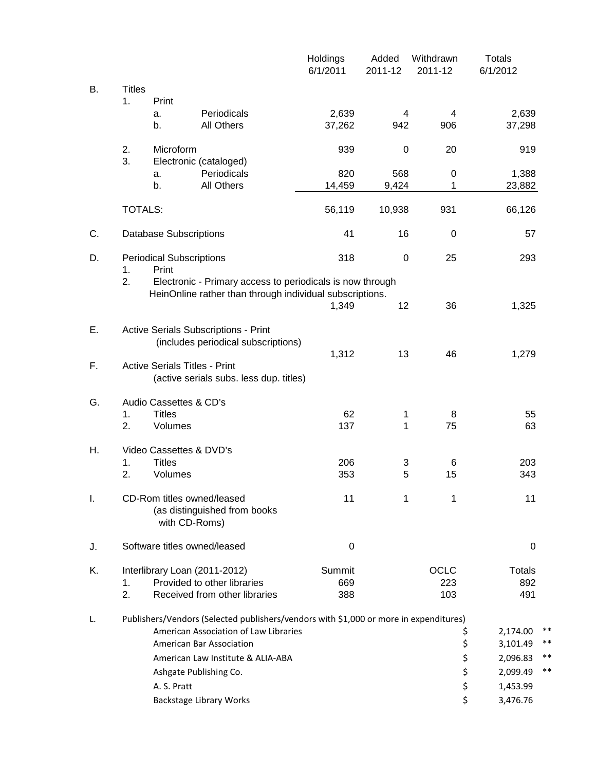| | | | Holdings 6/1/2011 | Added 2011-12 | Withdrawn 2011-12 | Totals 6/1/2012 |
|---|---|---|---|---|---|---|
| B. | Titles | | | | | |
| | 1. Print | | | | | |
| | a. | Periodicals | 2,639 | 4 | 4 | 2,639 |
| | b. | All Others | 37,262 | 942 | 906 | 37,298 |
| | 2. Microform | | 939 | 0 | 20 | 919 |
| | 3. Electronic (cataloged) | | | | | |
| | a. | Periodicals | 820 | 568 | 0 | 1,388 |
| | b. | All Others | 14,459 | 9,424 | 1 | 23,882 |
| | TOTALS: | | 56,119 | 10,938 | 931 | 66,126 |
| C. | Database Subscriptions | | 41 | 16 | 0 | 57 |
| D. | Periodical Subscriptions | | 318 | 0 | 25 | 293 |
| | 1. Print | | | | | |
| | 2. Electronic - Primary access to periodicals is now through HeinOnline rather than through individual subscriptions. | | 1,349 | 12 | 36 | 1,325 |
| E. | Active Serials Subscriptions - Print (includes periodical subscriptions) | | 1,312 | 13 | 46 | 1,279 |
| F. | Active Serials Titles - Print (active serials subs. less dup. titles) | | | | | |
| G. | Audio Cassettes & CD's | | | | | |
| | 1. Titles | | 62 | 1 | 8 | 55 |
| | 2. Volumes | | 137 | 1 | 75 | 63 |
| H. | Video Cassettes & DVD's | | | | | |
| | 1. Titles | | 206 | 3 | 6 | 203 |
| | 2. Volumes | | 353 | 5 | 15 | 343 |
| I. | CD-Rom titles owned/leased (as distinguished from books with CD-Roms) | | 11 | 1 | 1 | 11 |
| J. | Software titles owned/leased | | 0 | | | 0 |

| | | Summit | OCLC | Totals |
|---|---|---|---|---|
| K. | Interlibrary Loan (2011-2012) | | | |
| | 1. Provided to other libraries | 669 | 223 | 892 |
| | 2. Received from other libraries | 388 | 103 | 491 |

L. Publishers/Vendors (Selected publishers/vendors with $1,000 or more in expenditures)

| Publisher/Vendor | Amount | |
|---|---|---|
| American Association of Law Libraries | $ 2,174.00 | ** |
| American Bar Association | $ 3,101.49 | ** |
| American Law Institute & ALIA-ABA | $ 2,096.83 | ** |
| Ashgate Publishing Co. | $ 2,099.49 | ** |
| A. S. Pratt | $ 1,453.99 | |
| Backstage Library Works | $ 3,476.76 | |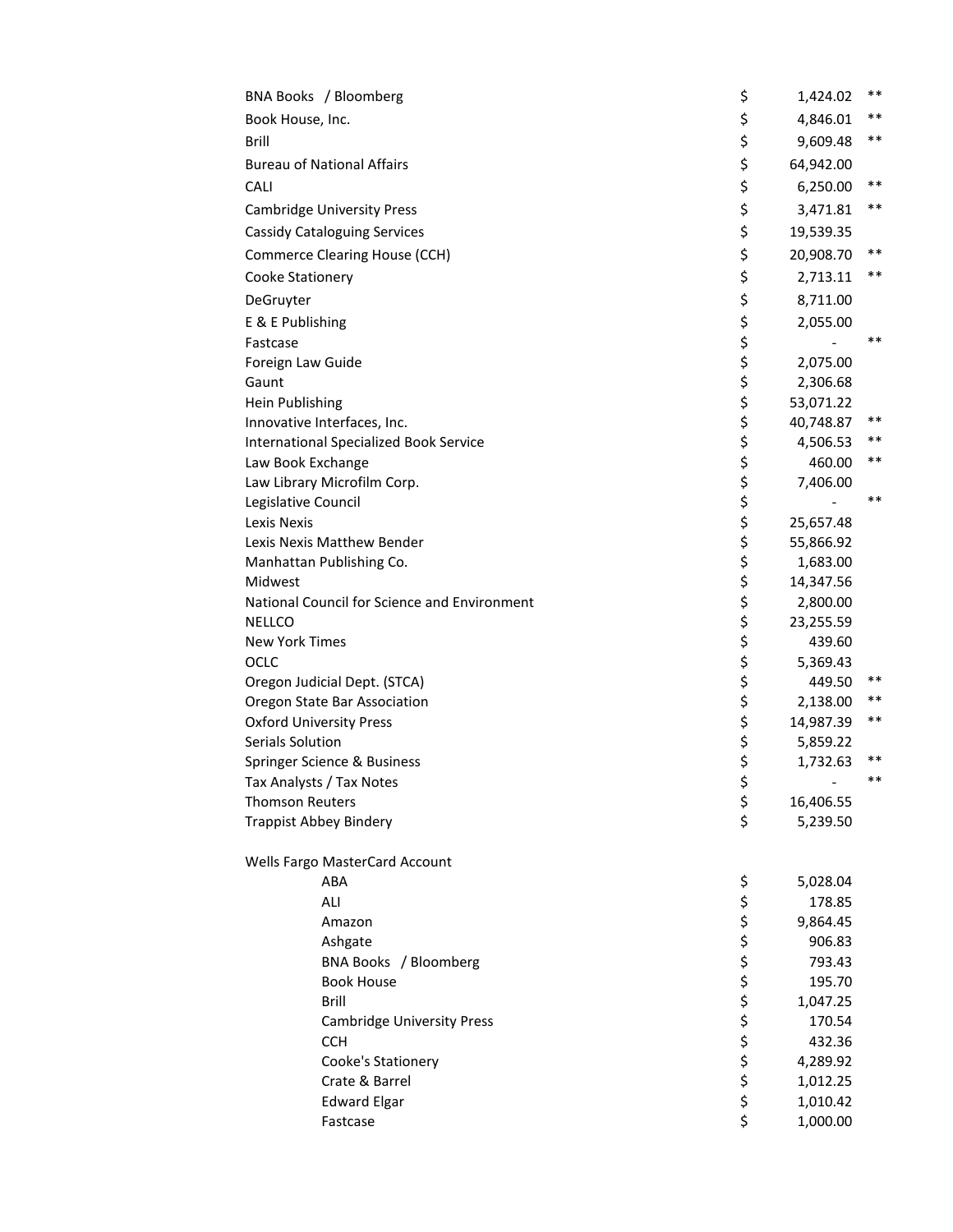| Vendor | Amount | |
|---|---|---|
| BNA Books / Bloomberg | $ 1,424.02 | ** |
| Book House, Inc. | $ 4,846.01 | ** |
| Brill | $ 9,609.48 | ** |
| Bureau of National Affairs | $ 64,942.00 | |
| CALI | $ 6,250.00 | ** |
| Cambridge University Press | $ 3,471.81 | ** |
| Cassidy Cataloguing Services | $ 19,539.35 | |
| Commerce Clearing House (CCH) | $ 20,908.70 | ** |
| Cooke Stationery | $ 2,713.11 | ** |
| DeGruyter | $ 8,711.00 | |
| E & E Publishing | $ 2,055.00 | |
| Fastcase | $ - | ** |
| Foreign Law Guide | $ 2,075.00 | |
| Gaunt | $ 2,306.68 | |
| Hein Publishing | $ 53,071.22 | |
| Innovative Interfaces, Inc. | $ 40,748.87 | ** |
| International Specialized Book Service | $ 4,506.53 | ** |
| Law Book Exchange | $ 460.00 | ** |
| Law Library Microfilm Corp. | $ 7,406.00 | |
| Legislative Council | $ - | ** |
| Lexis Nexis | $ 25,657.48 | |
| Lexis Nexis Matthew Bender | $ 55,866.92 | |
| Manhattan Publishing Co. | $ 1,683.00 | |
| Midwest | $ 14,347.56 | |
| National Council for Science and Environment | $ 2,800.00 | |
| NELLCO | $ 23,255.59 | |
| New York Times | $ 439.60 | |
| OCLC | $ 5,369.43 | |
| Oregon Judicial Dept. (STCA) | $ 449.50 | ** |
| Oregon State Bar Association | $ 2,138.00 | ** |
| Oxford University Press | $ 14,987.39 | ** |
| Serials Solution | $ 5,859.22 | |
| Springer Science & Business | $ 1,732.63 | ** |
| Tax Analysts / Tax Notes | $ - | ** |
| Thomson Reuters | $ 16,406.55 | |
| Trappist Abbey Bindery | $ 5,239.50 | |
| | | |
| Wells Fargo MasterCard Account | | |
| ABA | $ 5,028.04 | |
| ALI | $ 178.85 | |
| Amazon | $ 9,864.45 | |
| Ashgate | $ 906.83 | |
| BNA Books / Bloomberg | $ 793.43 | |
| Book House | $ 195.70 | |
| Brill | $ 1,047.25 | |
| Cambridge University Press | $ 170.54 | |
| CCH | $ 432.36 | |
| Cooke's Stationery | $ 4,289.92 | |
| Crate & Barrel | $ 1,012.25 | |
| Edward Elgar | $ 1,010.42 | |
| Fastcase | $ 1,000.00 | |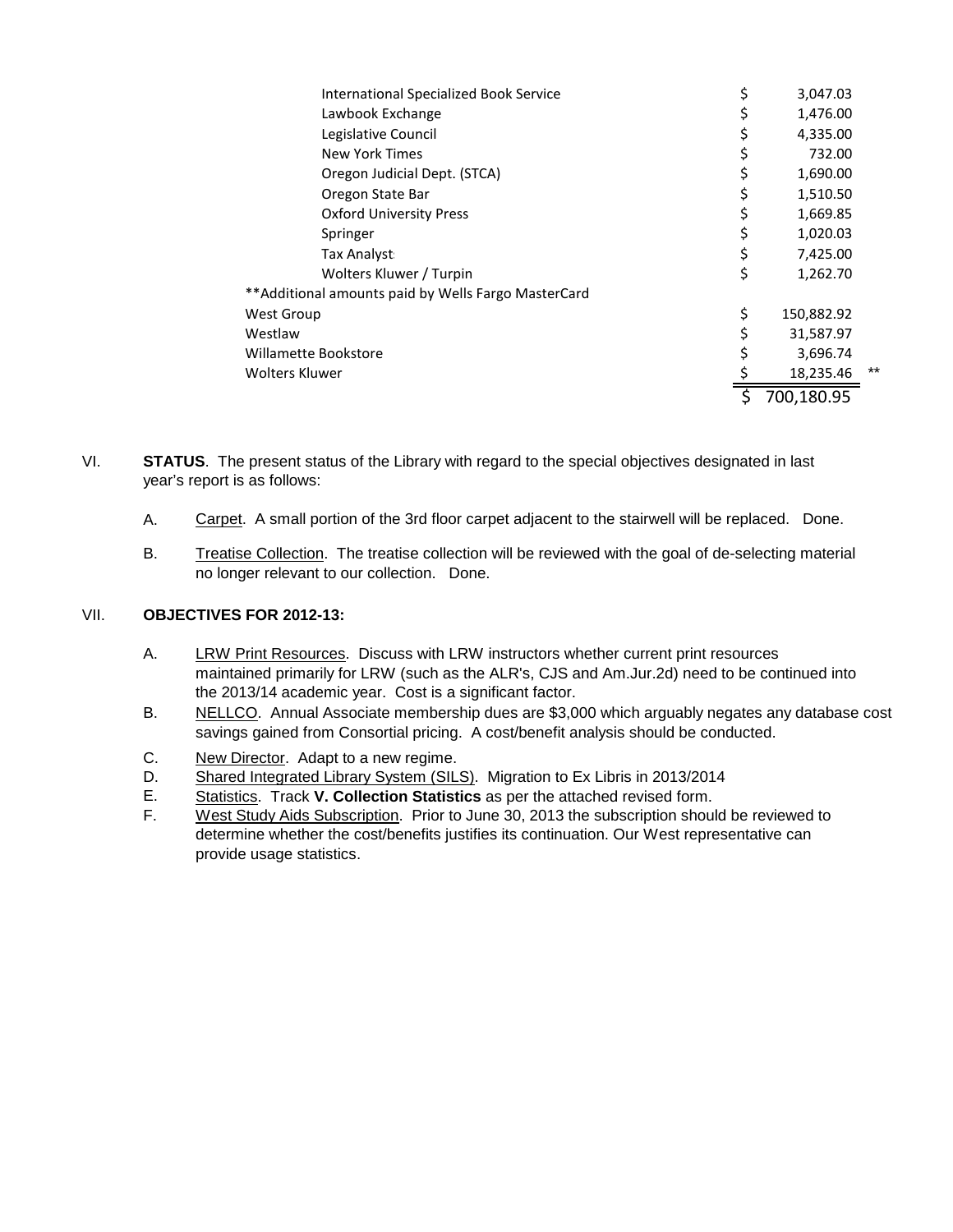| | |
|---|---|
| International Specialized Book Service | $ 3,047.03 |
| Lawbook Exchange | $ 1,476.00 |
| Legislative Council | $ 4,335.00 |
| New York Times | $ 732.00 |
| Oregon Judicial Dept. (STCA) | $ 1,690.00 |
| Oregon State Bar | $ 1,510.50 |
| Oxford University Press | $ 1,669.85 |
| Springer | $ 1,020.03 |
| Tax Analyst | $ 7,425.00 |
| Wolters Kluwer / Turpin | $ 1,262.70 |
| **Additional amounts paid by Wells Fargo MasterCard | |
| West Group | $ 150,882.92 |
| Westlaw | $ 31,587.97 |
| Willamette Bookstore | $ 3,696.74 |
| Wolters Kluwer | $ 18,235.46 ** |
| | $ 700,180.95 |

VI. **STATUS**. The present status of the Library with regard to the special objectives designated in last year's report is as follows:

A. Carpet. A small portion of the 3rd floor carpet adjacent to the stairwell will be replaced. Done.

B. Treatise Collection. The treatise collection will be reviewed with the goal of de-selecting material no longer relevant to our collection. Done.

VII. **OBJECTIVES FOR 2012-13:**

A. LRW Print Resources. Discuss with LRW instructors whether current print resources maintained primarily for LRW (such as the ALR's, CJS and Am.Jur.2d) need to be continued into the 2013/14 academic year. Cost is a significant factor.

B. NELLCO. Annual Associate membership dues are $3,000 which arguably negates any database cost savings gained from Consortial pricing. A cost/benefit analysis should be conducted.

C. New Director. Adapt to a new regime.

D. Shared Integrated Library System (SILS). Migration to Ex Libris in 2013/2014

E. Statistics. Track **V. Collection Statistics** as per the attached revised form.

F. West Study Aids Subscription. Prior to June 30, 2013 the subscription should be reviewed to determine whether the cost/benefits justifies its continuation. Our West representative can provide usage statistics.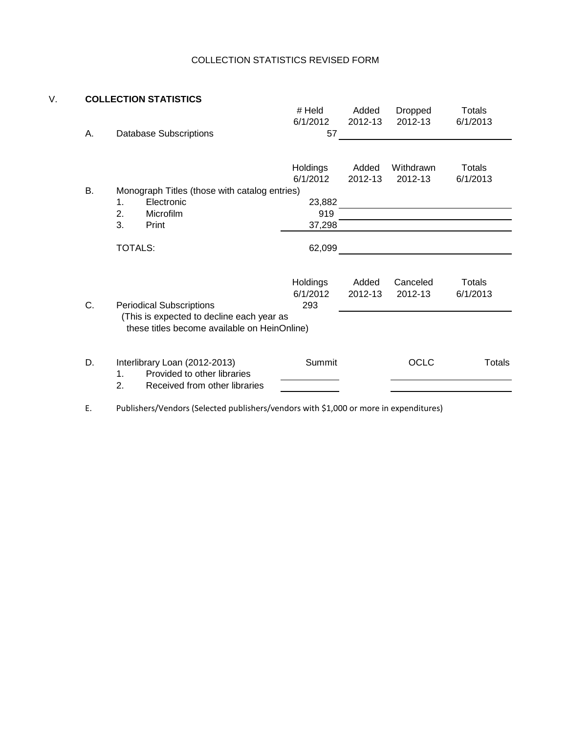COLLECTION STATISTICS REVISED FORM

## V. COLLECTION STATISTICS

| | | # Held 6/1/2012 | Added 2012-13 | Dropped 2012-13 | Totals 6/1/2013 |
|---|---|---|---|---|---|
| A. | Database Subscriptions | 57 | | | |

| | | Holdings 6/1/2012 | Added 2012-13 | Withdrawn 2012-13 | Totals 6/1/2013 |
|---|---|---|---|---|---|
| B. | Monograph Titles (those with catalog entries) | | | | |
| | 1. Electronic | 23,882 | | | |
| | 2. Microfilm | 919 | | | |
| | 3. Print | 37,298 | | | |
| | TOTALS: | 62,099 | | | |

| | | Holdings 6/1/2012 | Added 2012-13 | Canceled 2012-13 | Totals 6/1/2013 |
|---|---|---|---|---|---|
| C. | Periodical Subscriptions (This is expected to decline each year as these titles become available on HeinOnline) | 293 | | | |

| | | Summit | OCLC | Totals |
|---|---|---|---|---|
| D. | Interlibrary Loan (2012-2013) | | | |
| | 1. Provided to other libraries | | | |
| | 2. Received from other libraries | | | |

E. Publishers/Vendors (Selected publishers/vendors with $1,000 or more in expenditures)